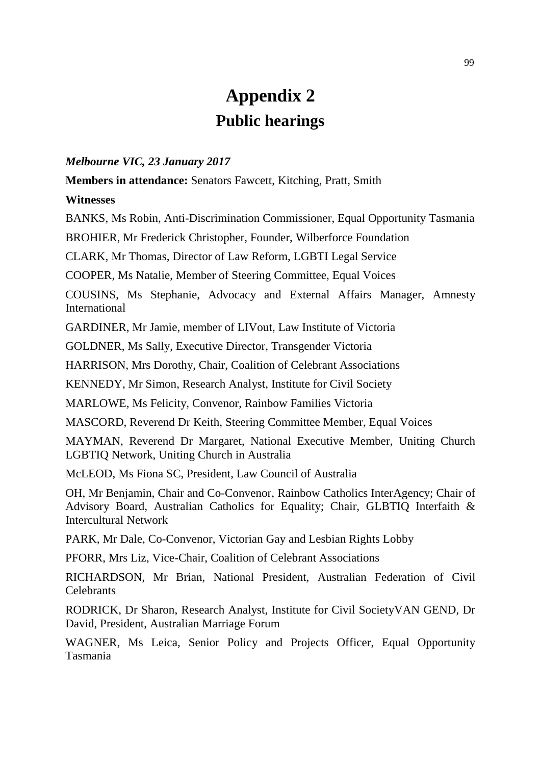# Appendix 2
## Public hearings

***Melbourne VIC, 23 January 2017***

**Members in attendance:** Senators Fawcett, Kitching, Pratt, Smith

**Witnesses**

BANKS, Ms Robin, Anti-Discrimination Commissioner, Equal Opportunity Tasmania

BROHIER, Mr Frederick Christopher, Founder, Wilberforce Foundation

CLARK, Mr Thomas, Director of Law Reform, LGBTI Legal Service

COOPER, Ms Natalie, Member of Steering Committee, Equal Voices

COUSINS, Ms Stephanie, Advocacy and External Affairs Manager, Amnesty International

GARDINER, Mr Jamie, member of LIVout, Law Institute of Victoria

GOLDNER, Ms Sally, Executive Director, Transgender Victoria

HARRISON, Mrs Dorothy, Chair, Coalition of Celebrant Associations

KENNEDY, Mr Simon, Research Analyst, Institute for Civil Society

MARLOWE, Ms Felicity, Convenor, Rainbow Families Victoria

MASCORD, Reverend Dr Keith, Steering Committee Member, Equal Voices

MAYMAN, Reverend Dr Margaret, National Executive Member, Uniting Church LGBTIQ Network, Uniting Church in Australia

McLEOD, Ms Fiona SC, President, Law Council of Australia

OH, Mr Benjamin, Chair and Co-Convenor, Rainbow Catholics InterAgency; Chair of Advisory Board, Australian Catholics for Equality; Chair, GLBTIQ Interfaith & Intercultural Network

PARK, Mr Dale, Co-Convenor, Victorian Gay and Lesbian Rights Lobby

PFORR, Mrs Liz, Vice-Chair, Coalition of Celebrant Associations

RICHARDSON, Mr Brian, National President, Australian Federation of Civil Celebrants

RODRICK, Dr Sharon, Research Analyst, Institute for Civil SocietyVAN GEND, Dr David, President, Australian Marriage Forum

WAGNER, Ms Leica, Senior Policy and Projects Officer, Equal Opportunity Tasmania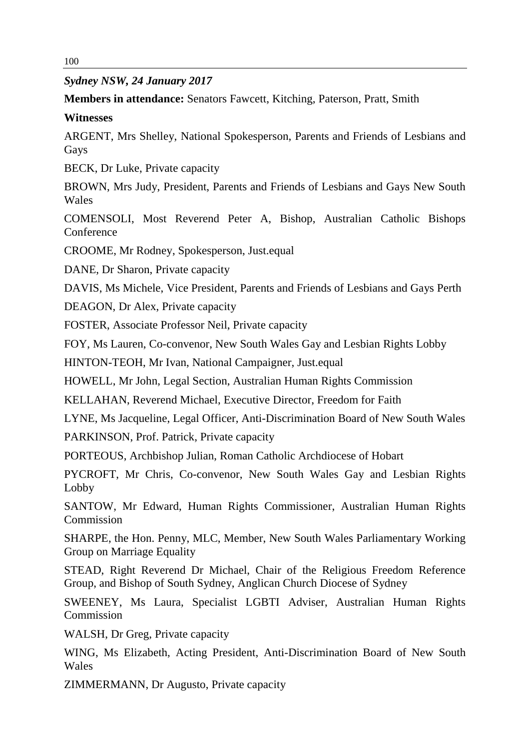*Sydney NSW, 24 January 2017*

**Members in attendance:** Senators Fawcett, Kitching, Paterson, Pratt, Smith

**Witnesses**

ARGENT, Mrs Shelley, National Spokesperson, Parents and Friends of Lesbians and Gays

BECK, Dr Luke, Private capacity

BROWN, Mrs Judy, President, Parents and Friends of Lesbians and Gays New South Wales

COMENSOLI, Most Reverend Peter A, Bishop, Australian Catholic Bishops Conference

CROOME, Mr Rodney, Spokesperson, Just.equal

DANE, Dr Sharon, Private capacity

DAVIS, Ms Michele, Vice President, Parents and Friends of Lesbians and Gays Perth

DEAGON, Dr Alex, Private capacity

FOSTER, Associate Professor Neil, Private capacity

FOY, Ms Lauren, Co-convenor, New South Wales Gay and Lesbian Rights Lobby

HINTON-TEOH, Mr Ivan, National Campaigner, Just.equal

HOWELL, Mr John, Legal Section, Australian Human Rights Commission

KELLAHAN, Reverend Michael, Executive Director, Freedom for Faith

LYNE, Ms Jacqueline, Legal Officer, Anti-Discrimination Board of New South Wales

PARKINSON, Prof. Patrick, Private capacity

PORTEOUS, Archbishop Julian, Roman Catholic Archdiocese of Hobart

PYCROFT, Mr Chris, Co-convenor, New South Wales Gay and Lesbian Rights Lobby

SANTOW, Mr Edward, Human Rights Commissioner, Australian Human Rights Commission

SHARPE, the Hon. Penny, MLC, Member, New South Wales Parliamentary Working Group on Marriage Equality

STEAD, Right Reverend Dr Michael, Chair of the Religious Freedom Reference Group, and Bishop of South Sydney, Anglican Church Diocese of Sydney

SWEENEY, Ms Laura, Specialist LGBTI Adviser, Australian Human Rights Commission

WALSH, Dr Greg, Private capacity

WING, Ms Elizabeth, Acting President, Anti-Discrimination Board of New South Wales

ZIMMERMANN, Dr Augusto, Private capacity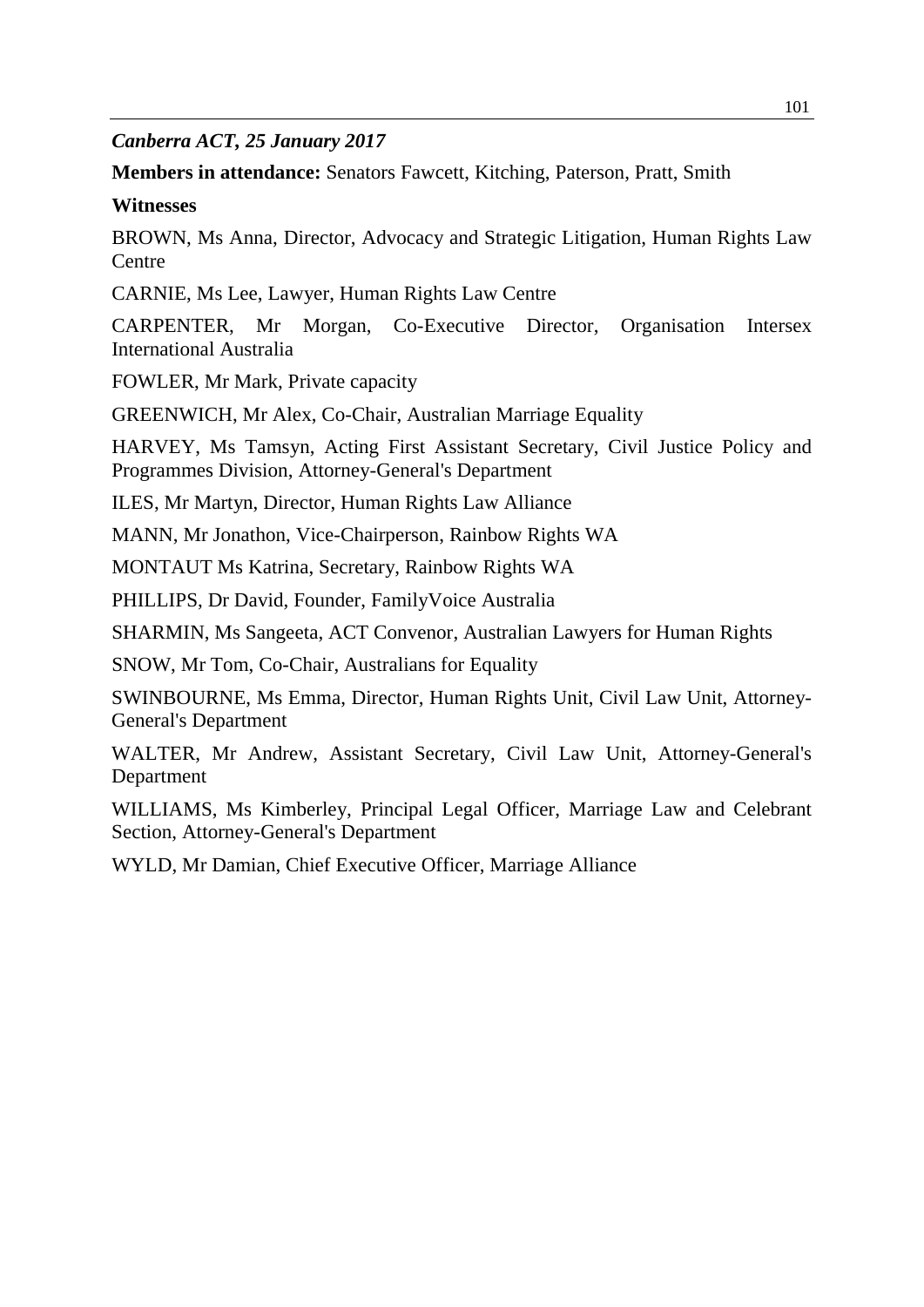***Canberra ACT, 25 January 2017***

**Members in attendance:** Senators Fawcett, Kitching, Paterson, Pratt, Smith

**Witnesses**

BROWN, Ms Anna, Director, Advocacy and Strategic Litigation, Human Rights Law Centre

CARNIE, Ms Lee, Lawyer, Human Rights Law Centre

CARPENTER, Mr Morgan, Co-Executive Director, Organisation Intersex International Australia

FOWLER, Mr Mark, Private capacity

GREENWICH, Mr Alex, Co-Chair, Australian Marriage Equality

HARVEY, Ms Tamsyn, Acting First Assistant Secretary, Civil Justice Policy and Programmes Division, Attorney-General's Department

ILES, Mr Martyn, Director, Human Rights Law Alliance

MANN, Mr Jonathon, Vice-Chairperson, Rainbow Rights WA

MONTAUT Ms Katrina, Secretary, Rainbow Rights WA

PHILLIPS, Dr David, Founder, FamilyVoice Australia

SHARMIN, Ms Sangeeta, ACT Convenor, Australian Lawyers for Human Rights

SNOW, Mr Tom, Co-Chair, Australians for Equality

SWINBOURNE, Ms Emma, Director, Human Rights Unit, Civil Law Unit, Attorney-General's Department

WALTER, Mr Andrew, Assistant Secretary, Civil Law Unit, Attorney-General's Department

WILLIAMS, Ms Kimberley, Principal Legal Officer, Marriage Law and Celebrant Section, Attorney-General's Department

WYLD, Mr Damian, Chief Executive Officer, Marriage Alliance